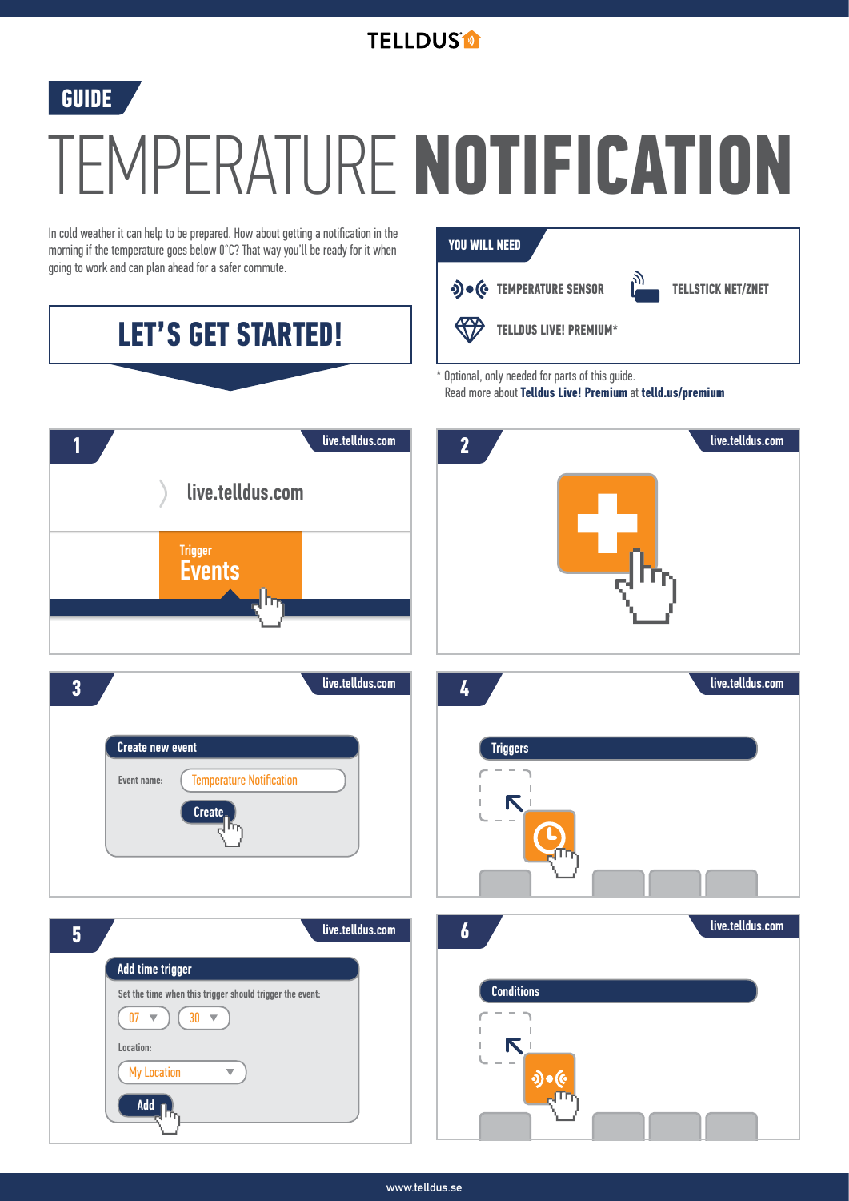TELLDUS

GUIDE

# TEMPERATURE **NOTIFICATION**

In cold weather it can help to be prepared. How about getting a notification in the morning if the temperature goes below 0°C? That way you'll be ready for it when going to work and can plan ahead for a safer commute.

## LET'S GET STARTED!

**YOU WILL NEED**

- TEMPERATURE SENSOR
- TELLSTICK NET/ZNET
- TELLDUS LIVE! PREMIUM*

\* Optional, only needed for parts of this guide.
Read more about **Telldus Live! Premium** at **telld.us/premium**

### 1

live.telldus.com

live.telldus.com

Trigger
Events

### 2

live.telldus.com

### 3

live.telldus.com

Create new event

Event name: Temperature Notification

Create

### 4

live.telldus.com

Triggers

### 5

live.telldus.com

Add time trigger

Set the time when this trigger should trigger the event:

07 30

Location:

My Location

Add

### 6

live.telldus.com

Conditions

www.telldus.se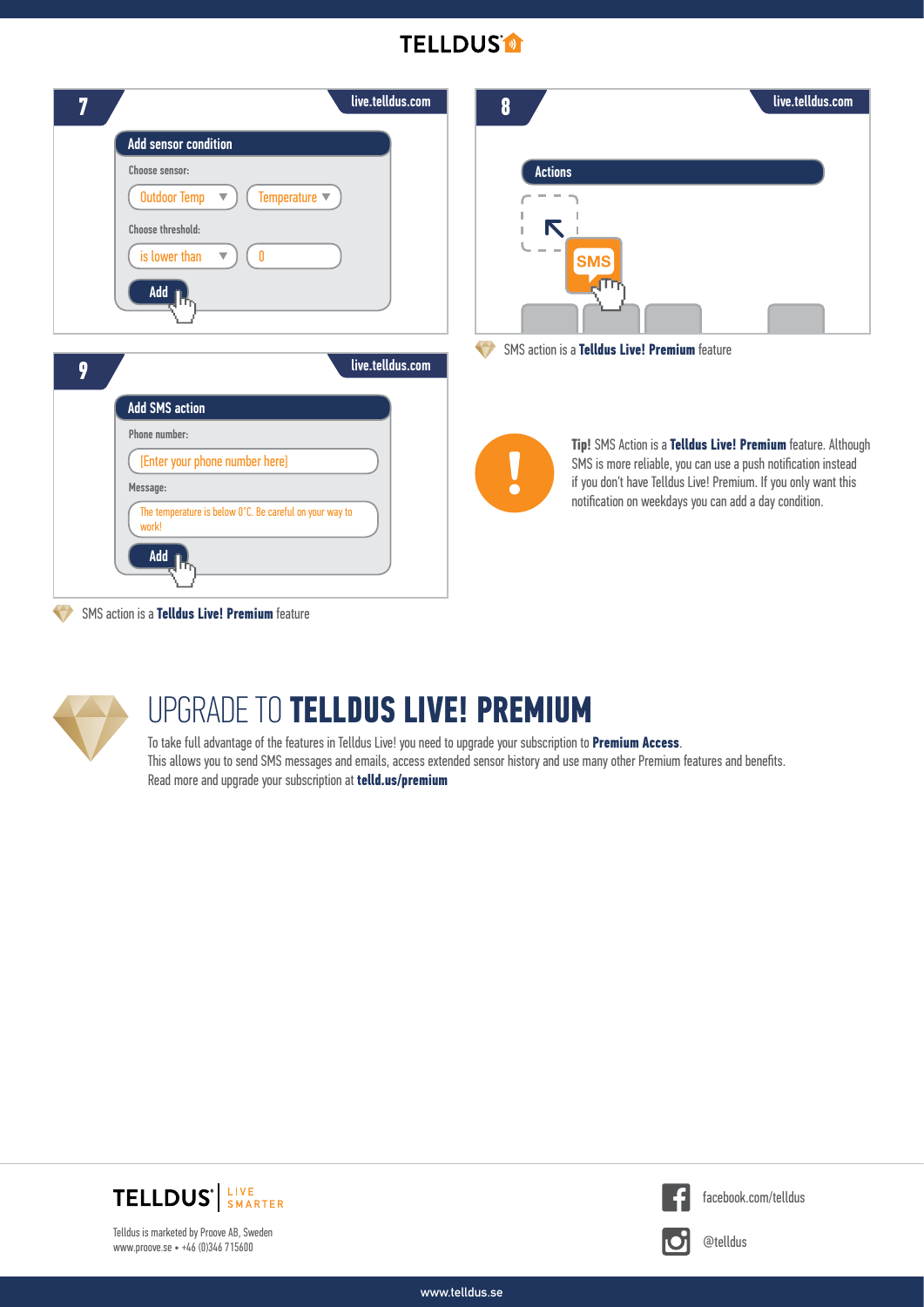## 7

live.telldus.com

**Add sensor condition**

Choose sensor:

Outdoor Temp ▼ | Temperature ▼

Choose threshold:

is lower than ▼ | 0

Add

## 8

live.telldus.com

**Actions**

SMS

SMS action is a **Telldus Live! Premium** feature

## 9

live.telldus.com

**Add SMS action**

Phone number:

[Enter your phone number here]

Message:

The temperature is below 0°C. Be careful on your way to work!

Add

SMS action is a **Telldus Live! Premium** feature

**Tip!** SMS Action is a **Telldus Live! Premium** feature. Although SMS is more reliable, you can use a push notification instead if you don't have Telldus Live! Premium. If you only want this notification on weekdays you can add a day condition.

# UPGRADE TO **TELLDUS LIVE! PREMIUM**

To take full advantage of the features in Telldus Live! you need to upgrade your subscription to **Premium Access**.
This allows you to send SMS messages and emails, access extended sensor history and use many other Premium features and benefits.
Read more and upgrade your subscription at **telld.us/premium**

TELLDUS LIVE SMARTER

Telldus is marketed by Proove AB, Sweden
www.proove.se • +46 (0)346 715600

facebook.com/telldus

@telldus

www.telldus.se